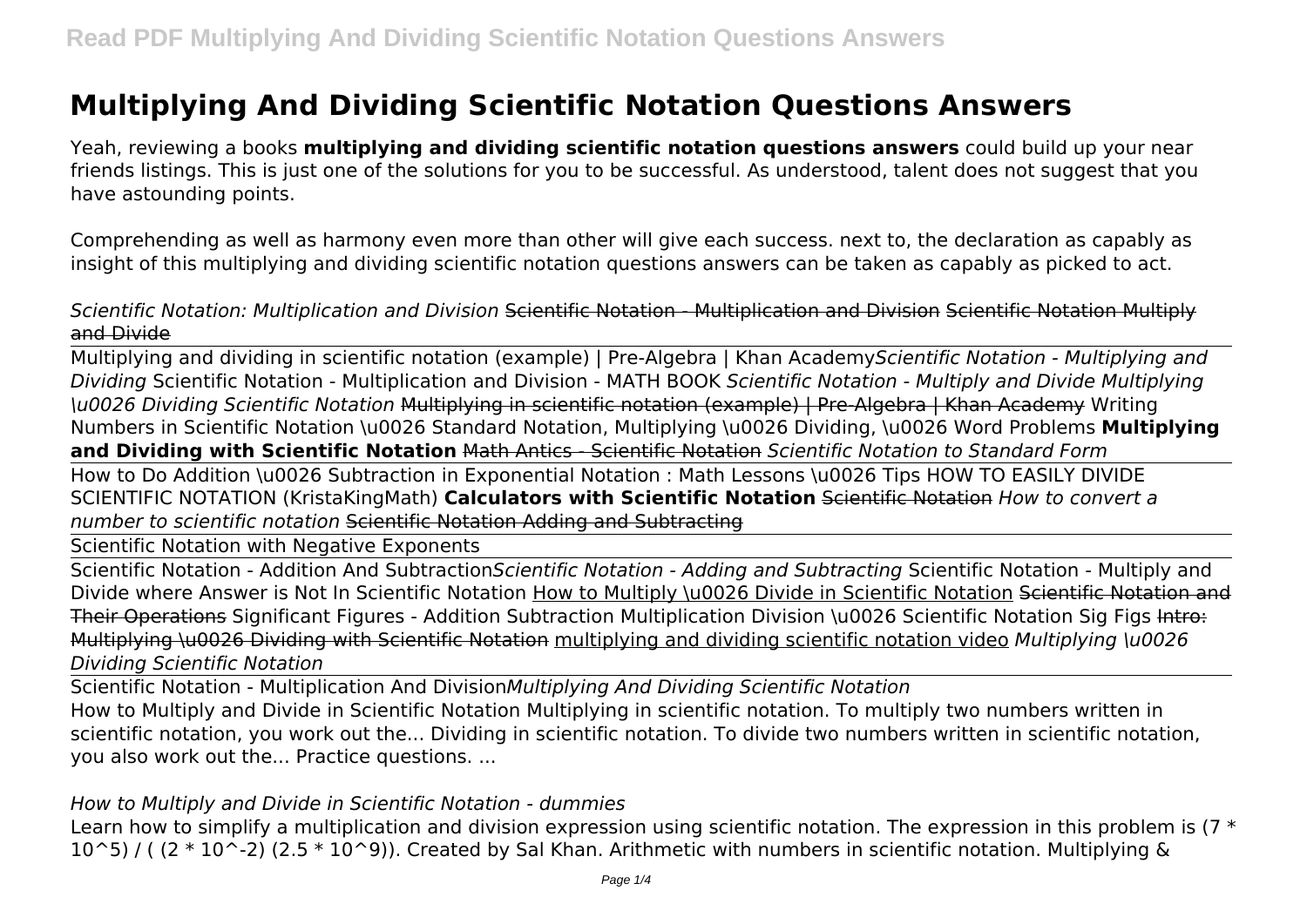# Multiplying And Dividing Scientific Notation Questions Answers

Yeah, reviewing a books **multiplying and dividing scientific notation questions answers** could build up your near friends listings. This is just one of the solutions for you to be successful. As understood, talent does not suggest that you have astounding points.

Comprehending as well as harmony even more than other will give each success. next to, the declaration as capably as insight of this multiplying and dividing scientific notation questions answers can be taken as capably as picked to act.

*Scientific Notation: Multiplication and Division* ~~Scientific Notation - Multiplication and Division~~ ~~Scientific Notation Multiply and Divide~~

Multiplying and dividing in scientific notation (example) | Pre-Algebra | Khan Academy *Scientific Notation - Multiplying and Dividing* Scientific Notation - Multiplication and Division - MATH BOOK *Scientific Notation - Multiply and Divide Multiplying \u0026 Dividing Scientific Notation* ~~Multiplying in scientific notation (example) | Pre-Algebra | Khan Academy~~ Writing Numbers in Scientific Notation \u0026 Standard Notation, Multiplying \u0026 Dividing, \u0026 Word Problems **Multiplying and Dividing with Scientific Notation** ~~Math Antics - Scientific Notation~~ *Scientific Notation to Standard Form*

How to Do Addition \u0026 Subtraction in Exponential Notation : Math Lessons \u0026 Tips HOW TO EASILY DIVIDE SCIENTIFIC NOTATION (KristaKingMath) **Calculators with Scientific Notation** ~~Scientific Notation~~ *How to convert a number to scientific notation* ~~Scientific Notation Adding and Subtracting~~

Scientific Notation with Negative Exponents

Scientific Notation - Addition And Subtraction *Scientific Notation - Adding and Subtracting* Scientific Notation - Multiply and Divide where Answer is Not In Scientific Notation How to Multiply \u0026 Divide in Scientific Notation ~~Scientific Notation and Their Operations~~ Significant Figures - Addition Subtraction Multiplication Division \u0026 Scientific Notation Sig Figs ~~Intro: Multiplying \u0026 Dividing with Scientific Notation~~ multiplying and dividing scientific notation video *Multiplying \u0026 Dividing Scientific Notation*

Scientific Notation - Multiplication And Division *Multiplying And Dividing Scientific Notation*

How to Multiply and Divide in Scientific Notation Multiplying in scientific notation. To multiply two numbers written in scientific notation, you work out the... Dividing in scientific notation. To divide two numbers written in scientific notation, you also work out the... Practice questions. ...

*How to Multiply and Divide in Scientific Notation - dummies*

Learn how to simplify a multiplication and division expression using scientific notation. The expression in this problem is $(7 * 10^5) / ((2 * 10^{-2}) (2.5 * 10^9))$. Created by Sal Khan. Arithmetic with numbers in scientific notation. Multiplying &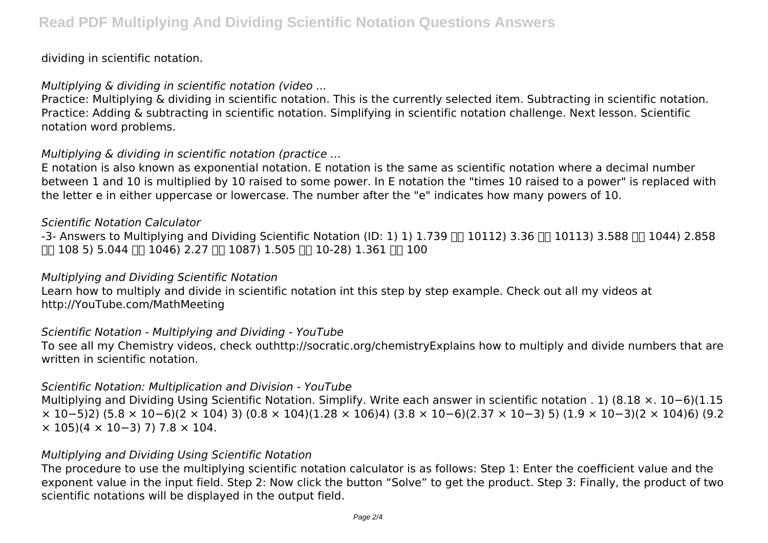dividing in scientific notation.

*Multiplying & dividing in scientific notation (video ...*

Practice: Multiplying & dividing in scientific notation. This is the currently selected item. Subtracting in scientific notation. Practice: Adding & subtracting in scientific notation. Simplifying in scientific notation challenge. Next lesson. Scientific notation word problems.

*Multiplying & dividing in scientific notation (practice ...*

E notation is also known as exponential notation. E notation is the same as scientific notation where a decimal number between 1 and 10 is multiplied by 10 raised to some power. In E notation the "times 10 raised to a power" is replaced with the letter e in either uppercase or lowercase. The number after the "e" indicates how many powers of 10.

*Scientific Notation Calculator*

-3- Answers to Multiplying and Dividing Scientific Notation (ID: 1) 1) 1.739 �� 10112) 3.36 �� 10113) 3.588 �� 1044) 2.858 �� 108 5) 5.044 �� 1046) 2.27 �� 1087) 1.505 �� 10-28) 1.361 �� 100

*Multiplying and Dividing Scientific Notation*

Learn how to multiply and divide in scientific notation int this step by step example. Check out all my videos at http://YouTube.com/MathMeeting

*Scientific Notation - Multiplying and Dividing - YouTube*

To see all my Chemistry videos, check outhttp://socratic.org/chemistryExplains how to multiply and divide numbers that are written in scientific notation.

*Scientific Notation: Multiplication and Division - YouTube*

Multiplying and Dividing Using Scientific Notation. Simplify. Write each answer in scientific notation . 1) (8.18 ×. 10−6)(1.15 × 10−5)2) (5.8 × 10−6)(2 × 104) 3) (0.8 × 104)(1.28 × 106)4) (3.8 × 10−6)(2.37 × 10−3) 5) (1.9 × 10−3)(2 × 104)6) (9.2 × 105)(4 × 10−3) 7) 7.8 × 104.

*Multiplying and Dividing Using Scientific Notation*

The procedure to use the multiplying scientific notation calculator is as follows: Step 1: Enter the coefficient value and the exponent value in the input field. Step 2: Now click the button "Solve" to get the product. Step 3: Finally, the product of two scientific notations will be displayed in the output field.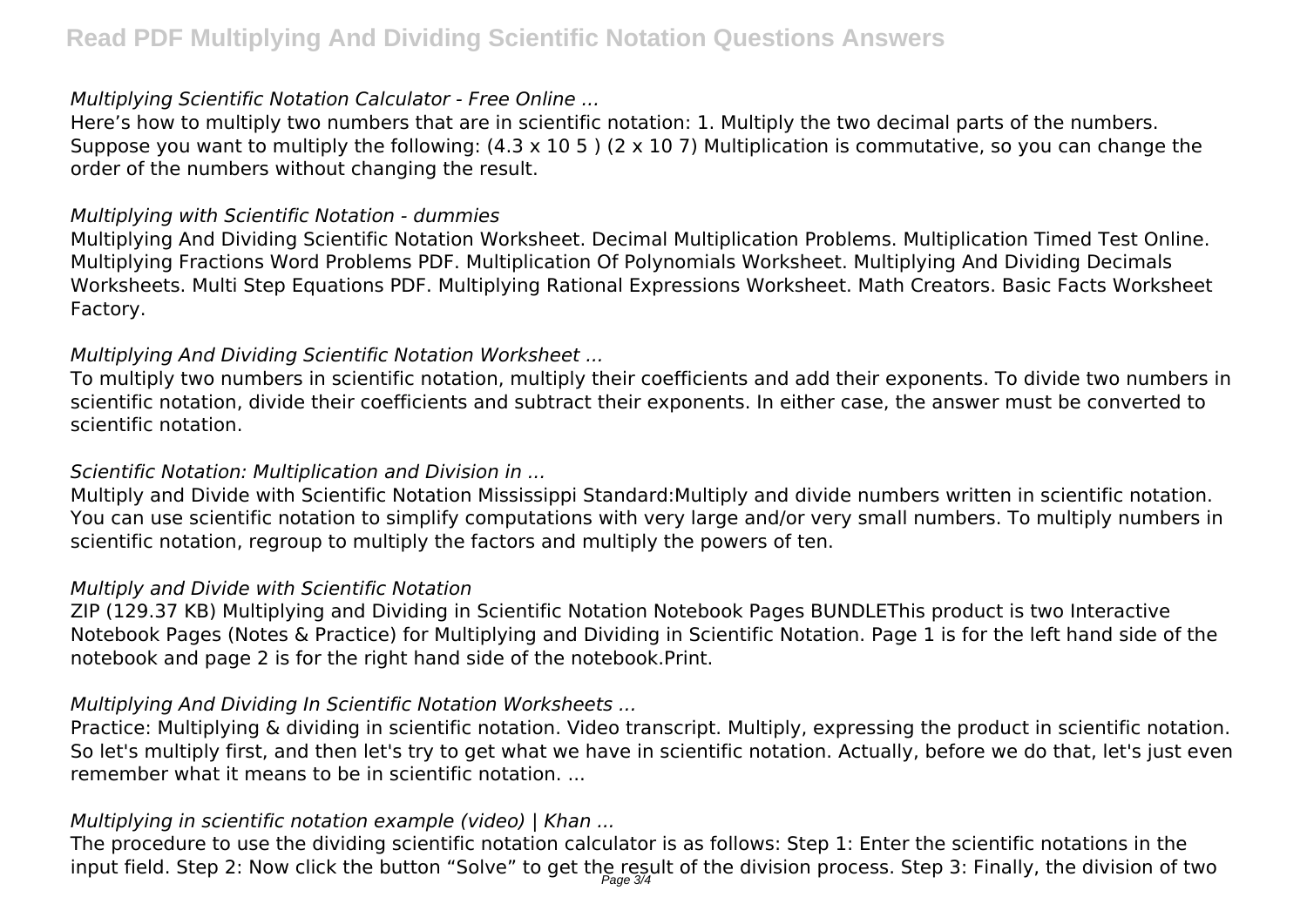*Multiplying Scientific Notation Calculator - Free Online ...*

Here's how to multiply two numbers that are in scientific notation: 1. Multiply the two decimal parts of the numbers. Suppose you want to multiply the following: $(4.3 \times 10^5)(2 \times 10^7)$ Multiplication is commutative, so you can change the order of the numbers without changing the result.

*Multiplying with Scientific Notation - dummies*

Multiplying And Dividing Scientific Notation Worksheet. Decimal Multiplication Problems. Multiplication Timed Test Online. Multiplying Fractions Word Problems PDF. Multiplication Of Polynomials Worksheet. Multiplying And Dividing Decimals Worksheets. Multi Step Equations PDF. Multiplying Rational Expressions Worksheet. Math Creators. Basic Facts Worksheet Factory.

*Multiplying And Dividing Scientific Notation Worksheet ...*

To multiply two numbers in scientific notation, multiply their coefficients and add their exponents. To divide two numbers in scientific notation, divide their coefficients and subtract their exponents. In either case, the answer must be converted to scientific notation.

*Scientific Notation: Multiplication and Division in ...*

Multiply and Divide with Scientific Notation Mississippi Standard:Multiply and divide numbers written in scientific notation. You can use scientific notation to simplify computations with very large and/or very small numbers. To multiply numbers in scientific notation, regroup to multiply the factors and multiply the powers of ten.

*Multiply and Divide with Scientific Notation*

ZIP (129.37 KB) Multiplying and Dividing in Scientific Notation Notebook Pages BUNDLEThis product is two Interactive Notebook Pages (Notes & Practice) for Multiplying and Dividing in Scientific Notation. Page 1 is for the left hand side of the notebook and page 2 is for the right hand side of the notebook.Print.

*Multiplying And Dividing In Scientific Notation Worksheets ...*

Practice: Multiplying & dividing in scientific notation. Video transcript. Multiply, expressing the product in scientific notation. So let's multiply first, and then let's try to get what we have in scientific notation. Actually, before we do that, let's just even remember what it means to be in scientific notation. ...

*Multiplying in scientific notation example (video) | Khan ...*

The procedure to use the dividing scientific notation calculator is as follows: Step 1: Enter the scientific notations in the input field. Step 2: Now click the button "Solve" to get the result of the division process. Step 3: Finally, the division of two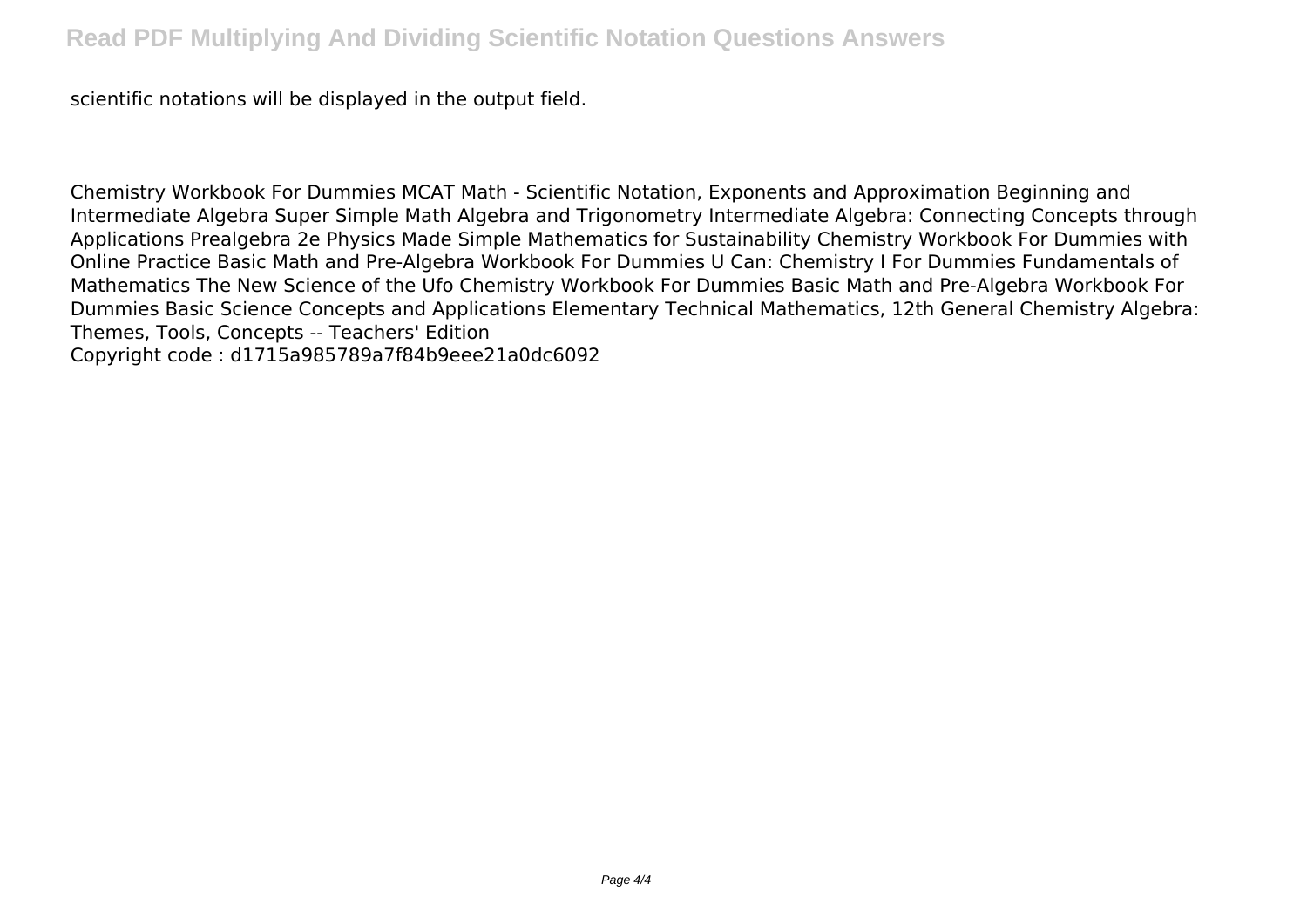scientific notations will be displayed in the output field.

Chemistry Workbook For Dummies MCAT Math - Scientific Notation, Exponents and Approximation Beginning and Intermediate Algebra Super Simple Math Algebra and Trigonometry Intermediate Algebra: Connecting Concepts through Applications Prealgebra 2e Physics Made Simple Mathematics for Sustainability Chemistry Workbook For Dummies with Online Practice Basic Math and Pre-Algebra Workbook For Dummies U Can: Chemistry I For Dummies Fundamentals of Mathematics The New Science of the Ufo Chemistry Workbook For Dummies Basic Math and Pre-Algebra Workbook For Dummies Basic Science Concepts and Applications Elementary Technical Mathematics, 12th General Chemistry Algebra: Themes, Tools, Concepts -- Teachers' Edition
Copyright code : d1715a985789a7f84b9eee21a0dc6092